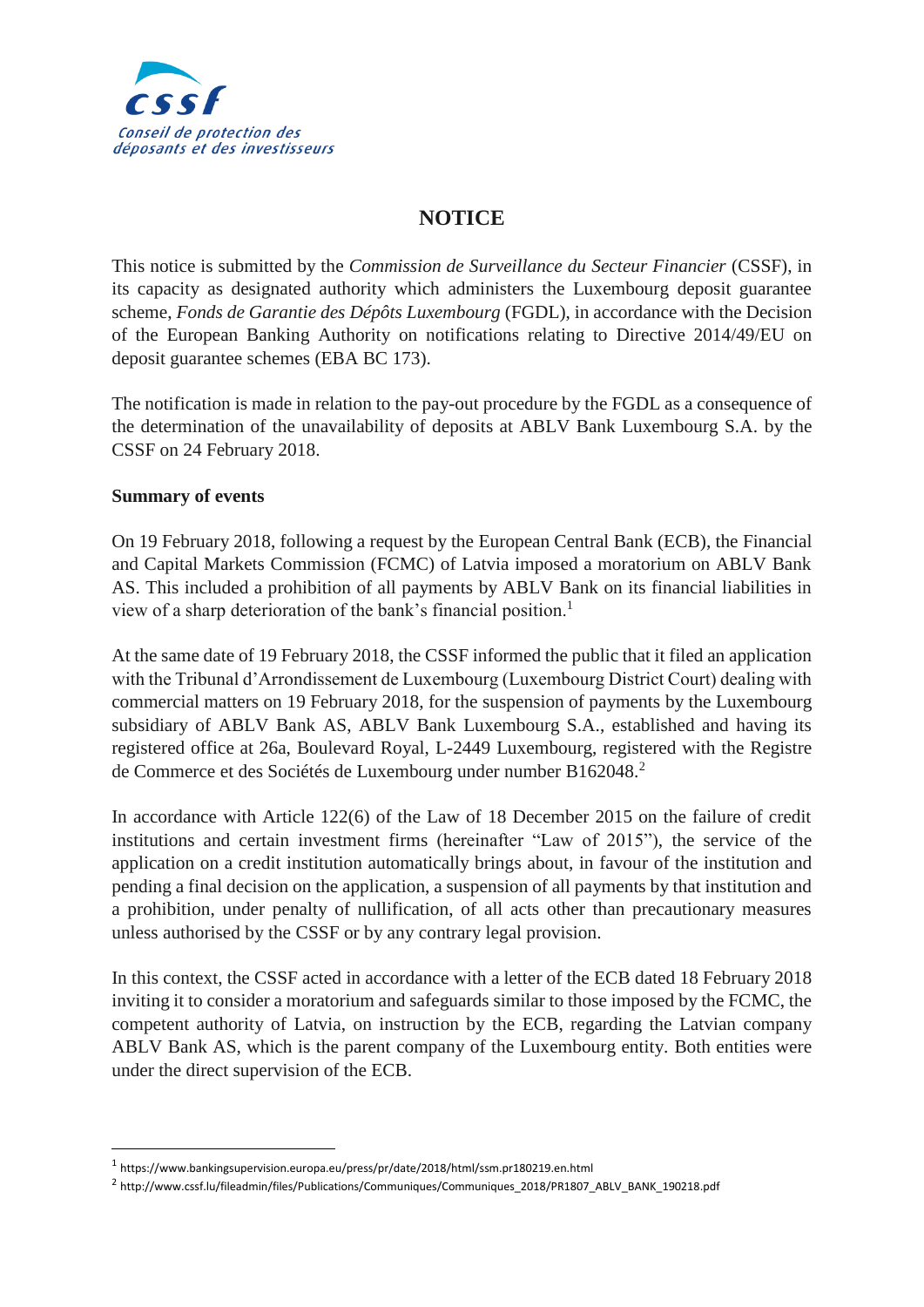cssf

*Conseil de protection des déposants et des investisseurs*

# NOTICE

This notice is submitted by the *Commission de Surveillance du Secteur Financier* (CSSF), in its capacity as designated authority which administers the Luxembourg deposit guarantee scheme, *Fonds de Garantie des Dépôts Luxembourg* (FGDL), in accordance with the Decision of the European Banking Authority on notifications relating to Directive 2014/49/EU on deposit guarantee schemes (EBA BC 173).

The notification is made in relation to the pay-out procedure by the FGDL as a consequence of the determination of the unavailability of deposits at ABLV Bank Luxembourg S.A. by the CSSF on 24 February 2018.

**Summary of events**

On 19 February 2018, following a request by the European Central Bank (ECB), the Financial and Capital Markets Commission (FCMC) of Latvia imposed a moratorium on ABLV Bank AS. This included a prohibition of all payments by ABLV Bank on its financial liabilities in view of a sharp deterioration of the bank's financial position.[1]

At the same date of 19 February 2018, the CSSF informed the public that it filed an application with the Tribunal d'Arrondissement de Luxembourg (Luxembourg District Court) dealing with commercial matters on 19 February 2018, for the suspension of payments by the Luxembourg subsidiary of ABLV Bank AS, ABLV Bank Luxembourg S.A., established and having its registered office at 26a, Boulevard Royal, L-2449 Luxembourg, registered with the Registre de Commerce et des Sociétés de Luxembourg under number B162048.[2]

In accordance with Article 122(6) of the Law of 18 December 2015 on the failure of credit institutions and certain investment firms (hereinafter "Law of 2015"), the service of the application on a credit institution automatically brings about, in favour of the institution and pending a final decision on the application, a suspension of all payments by that institution and a prohibition, under penalty of nullification, of all acts other than precautionary measures unless authorised by the CSSF or by any contrary legal provision.

In this context, the CSSF acted in accordance with a letter of the ECB dated 18 February 2018 inviting it to consider a moratorium and safeguards similar to those imposed by the FCMC, the competent authority of Latvia, on instruction by the ECB, regarding the Latvian company ABLV Bank AS, which is the parent company of the Luxembourg entity. Both entities were under the direct supervision of the ECB.

---

[1] https://www.bankingsupervision.europa.eu/press/pr/date/2018/html/ssm.pr180219.en.html

[2] http://www.cssf.lu/fileadmin/files/Publications/Communiques/Communiques_2018/PR1807_ABLV_BANK_190218.pdf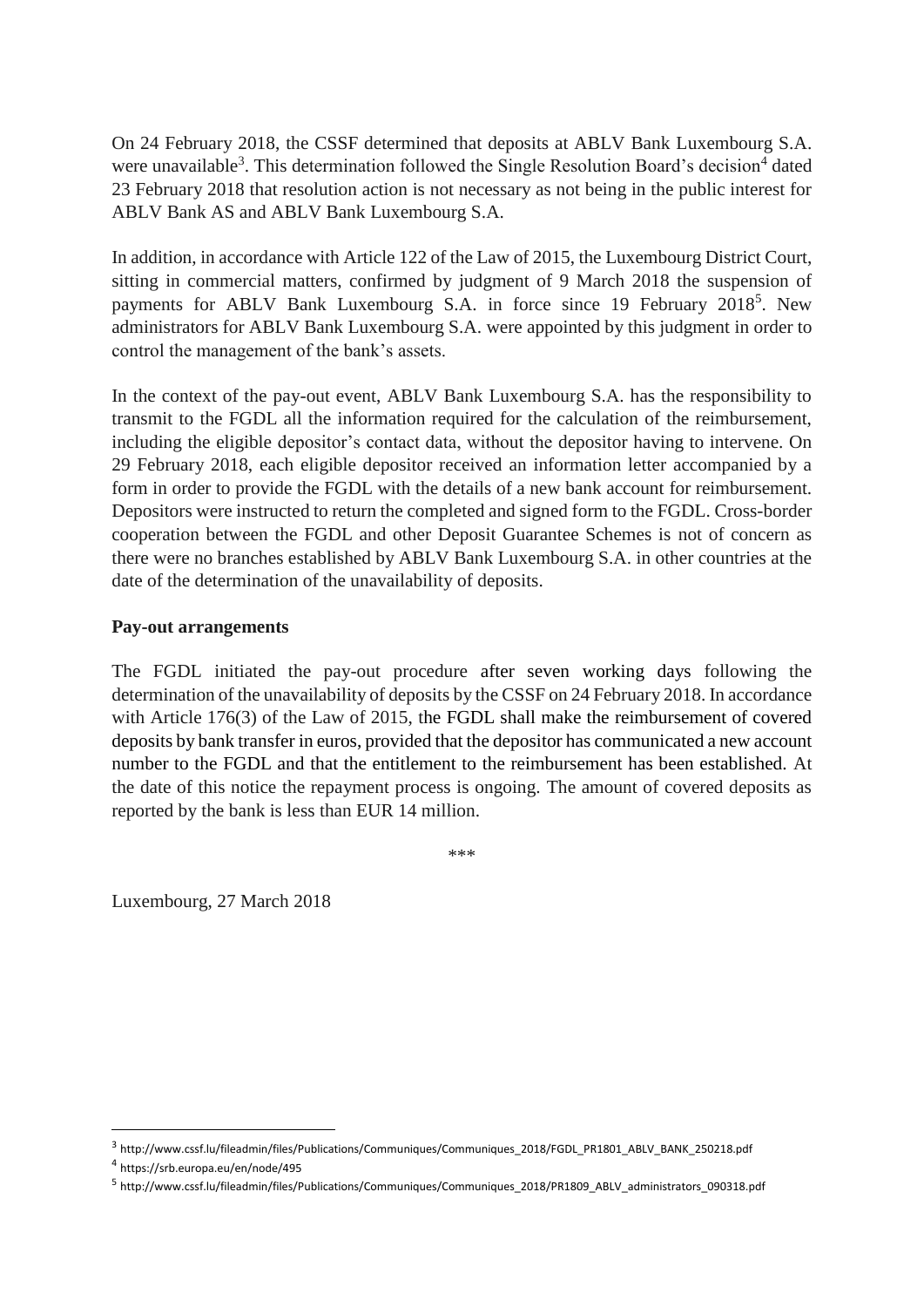On 24 February 2018, the CSSF determined that deposits at ABLV Bank Luxembourg S.A. were unavailable[3]. This determination followed the Single Resolution Board's decision[4] dated 23 February 2018 that resolution action is not necessary as not being in the public interest for ABLV Bank AS and ABLV Bank Luxembourg S.A.

In addition, in accordance with Article 122 of the Law of 2015, the Luxembourg District Court, sitting in commercial matters, confirmed by judgment of 9 March 2018 the suspension of payments for ABLV Bank Luxembourg S.A. in force since 19 February 2018[5]. New administrators for ABLV Bank Luxembourg S.A. were appointed by this judgment in order to control the management of the bank's assets.

In the context of the pay-out event, ABLV Bank Luxembourg S.A. has the responsibility to transmit to the FGDL all the information required for the calculation of the reimbursement, including the eligible depositor's contact data, without the depositor having to intervene. On 29 February 2018, each eligible depositor received an information letter accompanied by a form in order to provide the FGDL with the details of a new bank account for reimbursement. Depositors were instructed to return the completed and signed form to the FGDL. Cross-border cooperation between the FGDL and other Deposit Guarantee Schemes is not of concern as there were no branches established by ABLV Bank Luxembourg S.A. in other countries at the date of the determination of the unavailability of deposits.

**Pay-out arrangements**

The FGDL initiated the pay-out procedure after seven working days following the determination of the unavailability of deposits by the CSSF on 24 February 2018. In accordance with Article 176(3) of the Law of 2015, the FGDL shall make the reimbursement of covered deposits by bank transfer in euros, provided that the depositor has communicated a new account number to the FGDL and that the entitlement to the reimbursement has been established. At the date of this notice the repayment process is ongoing. The amount of covered deposits as reported by the bank is less than EUR 14 million.

\*\*\*

Luxembourg, 27 March 2018

---

[3] http://www.cssf.lu/fileadmin/files/Publications/Communiques/Communiques_2018/FGDL_PR1801_ABLV_BANK_250218.pdf

[4] https://srb.europa.eu/en/node/495

[5] http://www.cssf.lu/fileadmin/files/Publications/Communiques/Communiques_2018/PR1809_ABLV_administrators_090318.pdf